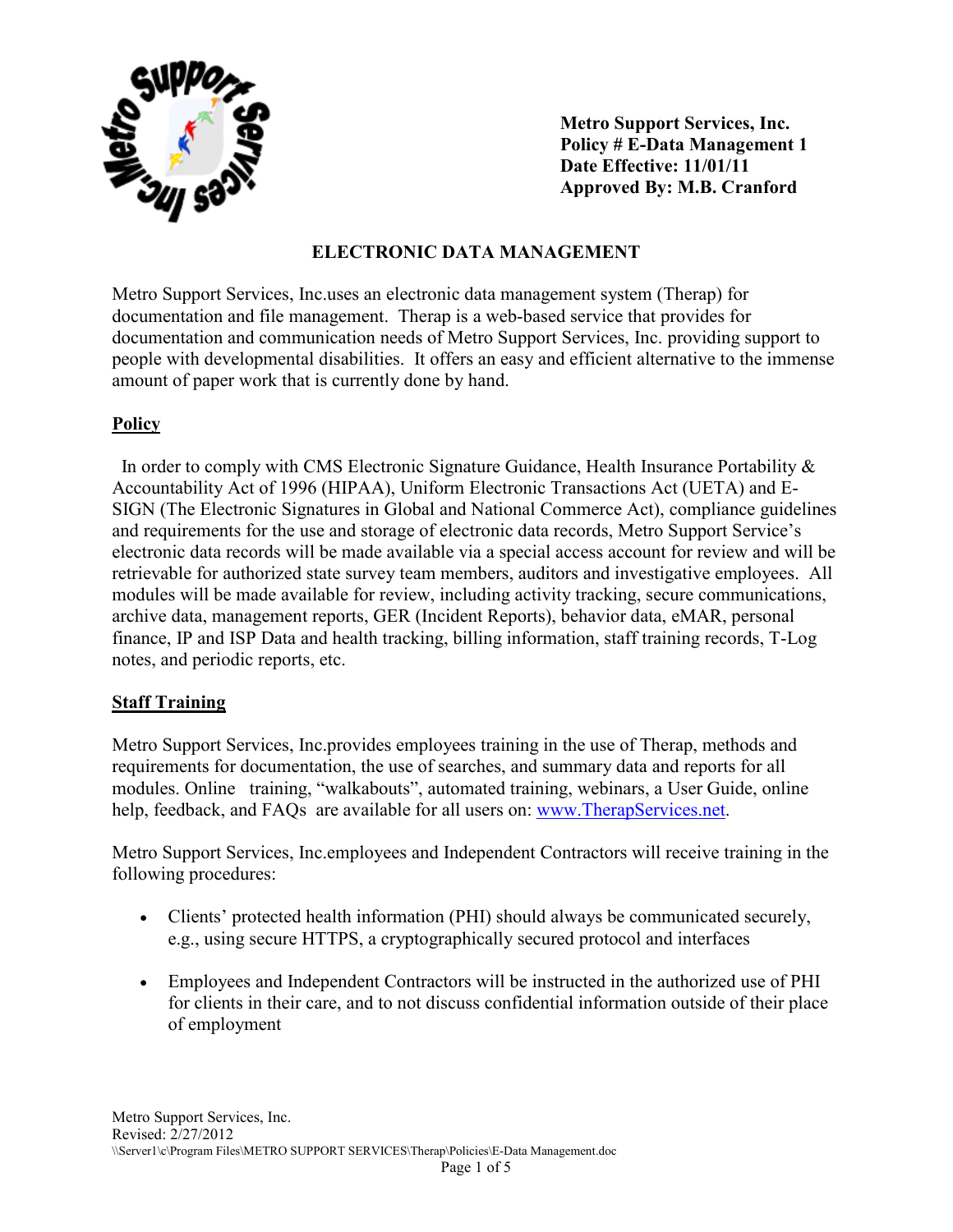**Metro Support Services, Inc.**
**Policy # E-Data Management 1**
**Date Effective: 11/01/11**
**Approved By: M.B. Cranford**

# ELECTRONIC DATA MANAGEMENT

Metro Support Services, Inc.uses an electronic data management system (Therap) for documentation and file management. Therap is a web-based service that provides for documentation and communication needs of Metro Support Services, Inc. providing support to people with developmental disabilities. It offers an easy and efficient alternative to the immense amount of paper work that is currently done by hand.

## Policy

In order to comply with CMS Electronic Signature Guidance, Health Insurance Portability & Accountability Act of 1996 (HIPAA), Uniform Electronic Transactions Act (UETA) and E-SIGN (The Electronic Signatures in Global and National Commerce Act), compliance guidelines and requirements for the use and storage of electronic data records, Metro Support Service's electronic data records will be made available via a special access account for review and will be retrievable for authorized state survey team members, auditors and investigative employees. All modules will be made available for review, including activity tracking, secure communications, archive data, management reports, GER (Incident Reports), behavior data, eMAR, personal finance, IP and ISP Data and health tracking, billing information, staff training records, T-Log notes, and periodic reports, etc.

## Staff Training

Metro Support Services, Inc.provides employees training in the use of Therap, methods and requirements for documentation, the use of searches, and summary data and reports for all modules. Online training, "walkabouts", automated training, webinars, a User Guide, online help, feedback, and FAQs are available for all users on: www.TherapServices.net.

Metro Support Services, Inc.employees and Independent Contractors will receive training in the following procedures:

- Clients' protected health information (PHI) should always be communicated securely, e.g., using secure HTTPS, a cryptographically secured protocol and interfaces
- Employees and Independent Contractors will be instructed in the authorized use of PHI for clients in their care, and to not discuss confidential information outside of their place of employment

Metro Support Services, Inc.
Revised: 2/27/2012
\\Server1\c\Program Files\METRO SUPPORT SERVICES\Therap\Policies\E-Data Management.doc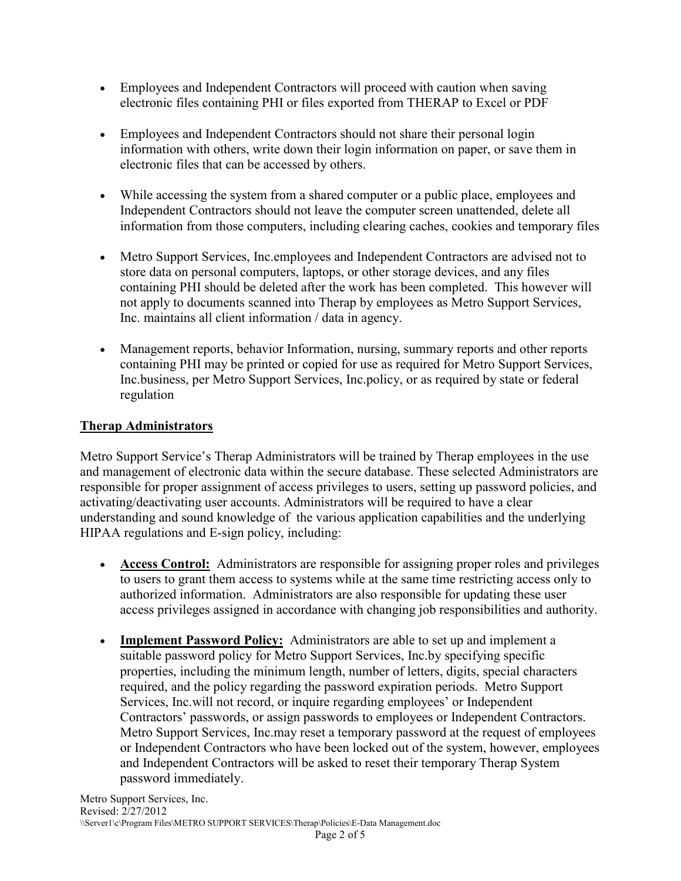- Employees and Independent Contractors will proceed with caution when saving electronic files containing PHI or files exported from THERAP to Excel or PDF

- Employees and Independent Contractors should not share their personal login information with others, write down their login information on paper, or save them in electronic files that can be accessed by others.

- While accessing the system from a shared computer or a public place, employees and Independent Contractors should not leave the computer screen unattended, delete all information from those computers, including clearing caches, cookies and temporary files

- Metro Support Services, Inc.employees and Independent Contractors are advised not to store data on personal computers, laptops, or other storage devices, and any files containing PHI should be deleted after the work has been completed. This however will not apply to documents scanned into Therap by employees as Metro Support Services, Inc. maintains all client information / data in agency.

- Management reports, behavior Information, nursing, summary reports and other reports containing PHI may be printed or copied for use as required for Metro Support Services, Inc.business, per Metro Support Services, Inc.policy, or as required by state or federal regulation

## Therap Administrators

Metro Support Service's Therap Administrators will be trained by Therap employees in the use and management of electronic data within the secure database. These selected Administrators are responsible for proper assignment of access privileges to users, setting up password policies, and activating/deactivating user accounts. Administrators will be required to have a clear understanding and sound knowledge of the various application capabilities and the underlying HIPAA regulations and E-sign policy, including:

- **Access Control:** Administrators are responsible for assigning proper roles and privileges to users to grant them access to systems while at the same time restricting access only to authorized information. Administrators are also responsible for updating these user access privileges assigned in accordance with changing job responsibilities and authority.

- **Implement Password Policy:** Administrators are able to set up and implement a suitable password policy for Metro Support Services, Inc.by specifying specific properties, including the minimum length, number of letters, digits, special characters required, and the policy regarding the password expiration periods. Metro Support Services, Inc.will not record, or inquire regarding employees' or Independent Contractors' passwords, or assign passwords to employees or Independent Contractors. Metro Support Services, Inc.may reset a temporary password at the request of employees or Independent Contractors who have been locked out of the system, however, employees and Independent Contractors will be asked to reset their temporary Therap System password immediately.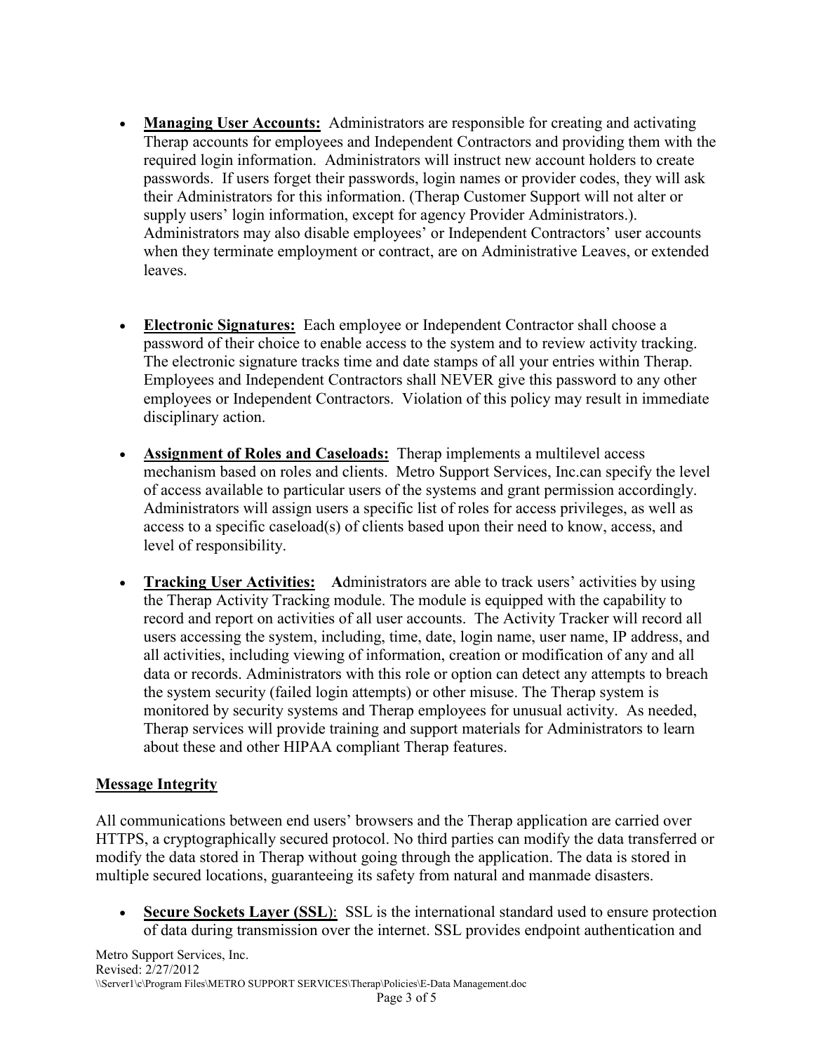- **Managing User Accounts:** Administrators are responsible for creating and activating Therap accounts for employees and Independent Contractors and providing them with the required login information. Administrators will instruct new account holders to create passwords. If users forget their passwords, login names or provider codes, they will ask their Administrators for this information. (Therap Customer Support will not alter or supply users' login information, except for agency Provider Administrators.). Administrators may also disable employees' or Independent Contractors' user accounts when they terminate employment or contract, are on Administrative Leaves, or extended leaves.

- **Electronic Signatures:** Each employee or Independent Contractor shall choose a password of their choice to enable access to the system and to review activity tracking. The electronic signature tracks time and date stamps of all your entries within Therap. Employees and Independent Contractors shall NEVER give this password to any other employees or Independent Contractors. Violation of this policy may result in immediate disciplinary action.

- **Assignment of Roles and Caseloads:** Therap implements a multilevel access mechanism based on roles and clients. Metro Support Services, Inc.can specify the level of access available to particular users of the systems and grant permission accordingly. Administrators will assign users a specific list of roles for access privileges, as well as access to a specific caseload(s) of clients based upon their need to know, access, and level of responsibility.

- **Tracking User Activities:** **A**dministrators are able to track users' activities by using the Therap Activity Tracking module. The module is equipped with the capability to record and report on activities of all user accounts. The Activity Tracker will record all users accessing the system, including, time, date, login name, user name, IP address, and all activities, including viewing of information, creation or modification of any and all data or records. Administrators with this role or option can detect any attempts to breach the system security (failed login attempts) or other misuse. The Therap system is monitored by security systems and Therap employees for unusual activity. As needed, Therap services will provide training and support materials for Administrators to learn about these and other HIPAA compliant Therap features.

## Message Integrity

All communications between end users' browsers and the Therap application are carried over HTTPS, a cryptographically secured protocol. No third parties can modify the data transferred or modify the data stored in Therap without going through the application. The data is stored in multiple secured locations, guaranteeing its safety from natural and manmade disasters.

- **Secure Sockets Layer (SSL)**: SSL is the international standard used to ensure protection of data during transmission over the internet. SSL provides endpoint authentication and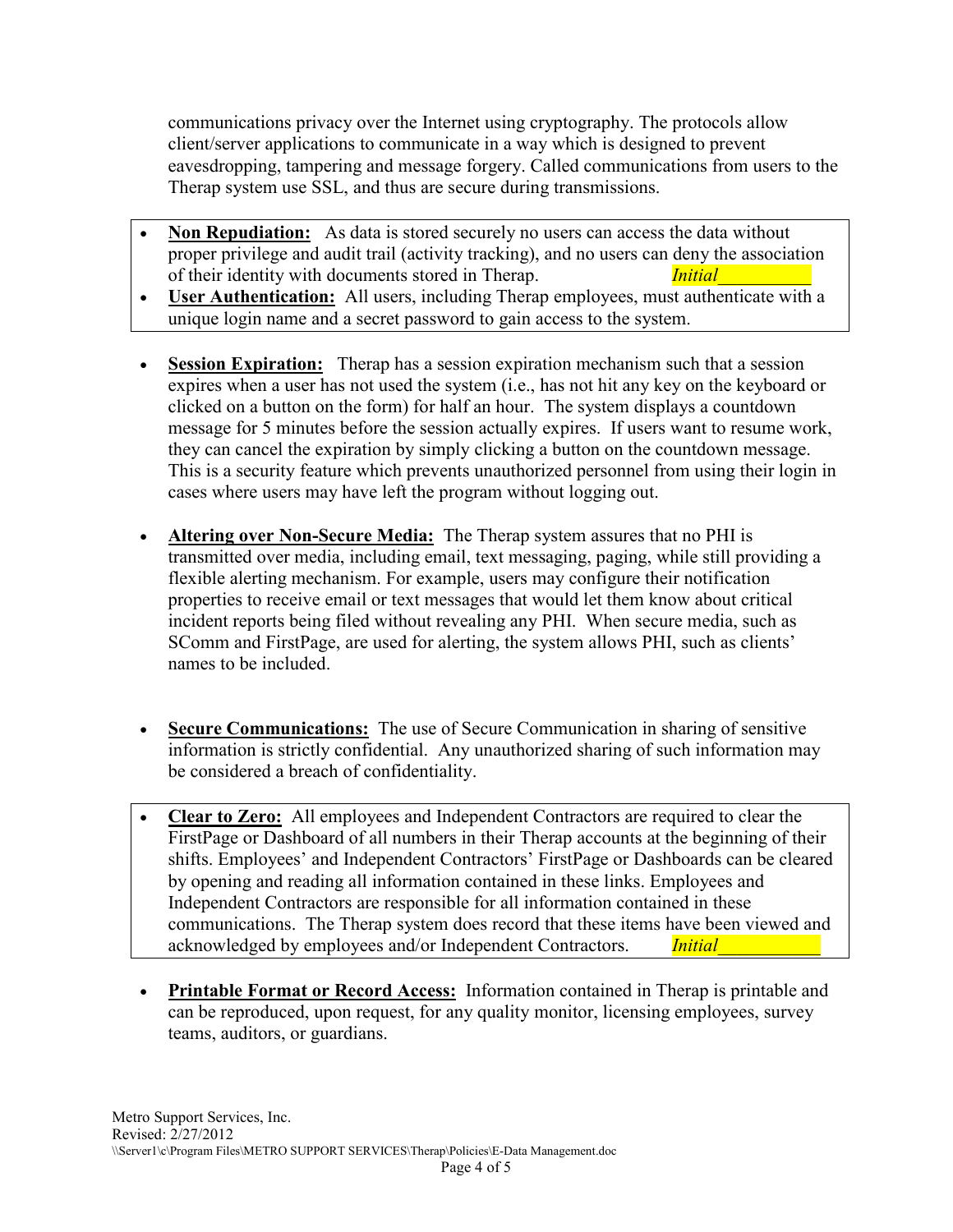communications privacy over the Internet using cryptography. The protocols allow client/server applications to communicate in a way which is designed to prevent eavesdropping, tampering and message forgery. Called communications from users to the Therap system use SSL, and thus are secure during transmissions.

- **Non Repudiation:** As data is stored securely no users can access the data without proper privilege and audit trail (activity tracking), and no users can deny the association of their identity with documents stored in Therap. *Initial*__________
- **User Authentication:** All users, including Therap employees, must authenticate with a unique login name and a secret password to gain access to the system.

- **Session Expiration:** Therap has a session expiration mechanism such that a session expires when a user has not used the system (i.e., has not hit any key on the keyboard or clicked on a button on the form) for half an hour. The system displays a countdown message for 5 minutes before the session actually expires. If users want to resume work, they can cancel the expiration by simply clicking a button on the countdown message. This is a security feature which prevents unauthorized personnel from using their login in cases where users may have left the program without logging out.

- **Altering over Non-Secure Media:** The Therap system assures that no PHI is transmitted over media, including email, text messaging, paging, while still providing a flexible alerting mechanism. For example, users may configure their notification properties to receive email or text messages that would let them know about critical incident reports being filed without revealing any PHI. When secure media, such as SComm and FirstPage, are used for alerting, the system allows PHI, such as clients' names to be included.

- **Secure Communications:** The use of Secure Communication in sharing of sensitive information is strictly confidential. Any unauthorized sharing of such information may be considered a breach of confidentiality.

- **Clear to Zero:** All employees and Independent Contractors are required to clear the FirstPage or Dashboard of all numbers in their Therap accounts at the beginning of their shifts. Employees' and Independent Contractors' FirstPage or Dashboards can be cleared by opening and reading all information contained in these links. Employees and Independent Contractors are responsible for all information contained in these communications. The Therap system does record that these items have been viewed and acknowledged by employees and/or Independent Contractors. *Initial*___________

- **Printable Format or Record Access:** Information contained in Therap is printable and can be reproduced, upon request, for any quality monitor, licensing employees, survey teams, auditors, or guardians.

Metro Support Services, Inc.
Revised: 2/27/2012
\\Server1\c\Program Files\METRO SUPPORT SERVICES\Therap\Policies\E-Data Management.doc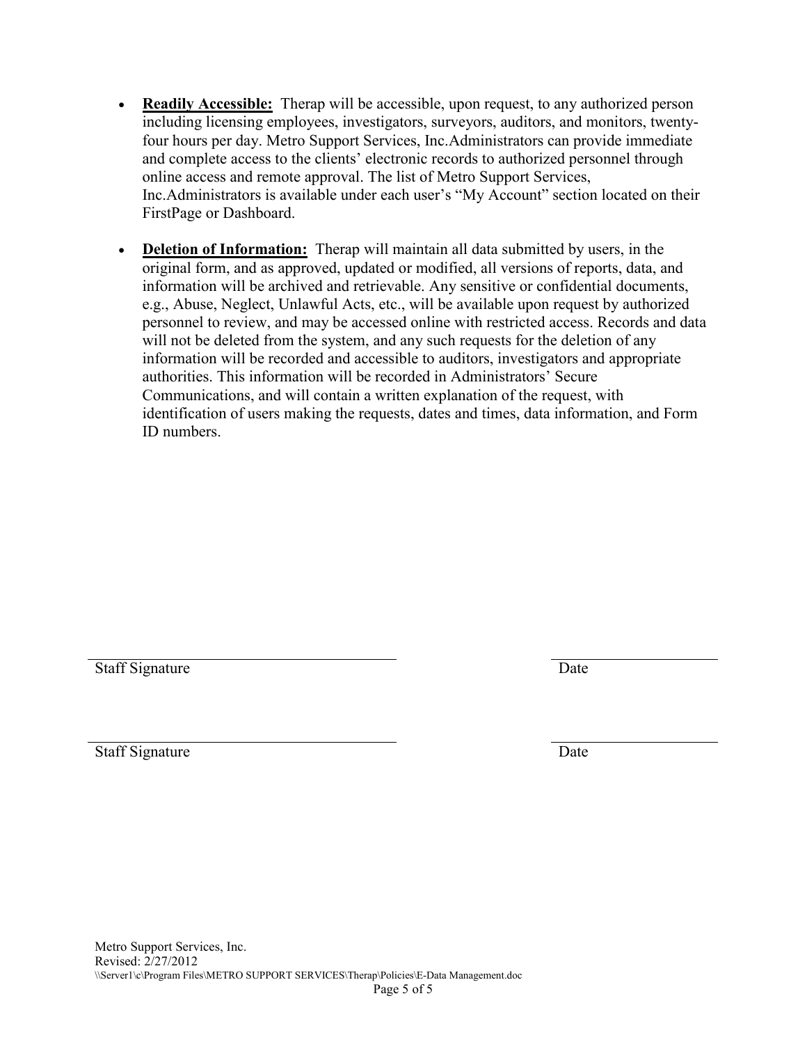- **Readily Accessible:** Therap will be accessible, upon request, to any authorized person including licensing employees, investigators, surveyors, auditors, and monitors, twenty-four hours per day. Metro Support Services, Inc.Administrators can provide immediate and complete access to the clients' electronic records to authorized personnel through online access and remote approval. The list of Metro Support Services, Inc.Administrators is available under each user's "My Account" section located on their FirstPage or Dashboard.

- **Deletion of Information:** Therap will maintain all data submitted by users, in the original form, and as approved, updated or modified, all versions of reports, data, and information will be archived and retrievable. Any sensitive or confidential documents, e.g., Abuse, Neglect, Unlawful Acts, etc., will be available upon request by authorized personnel to review, and may be accessed online with restricted access. Records and data will not be deleted from the system, and any such requests for the deletion of any information will be recorded and accessible to auditors, investigators and appropriate authorities. This information will be recorded in Administrators' Secure Communications, and will contain a written explanation of the request, with identification of users making the requests, dates and times, data information, and Form ID numbers.

Staff Signature ______________________ Date ____________

Staff Signature ______________________ Date ____________

Metro Support Services, Inc.
Revised: 2/27/2012
\\Server1\c\Program Files\METRO SUPPORT SERVICES\Therap\Policies\E-Data Management.doc